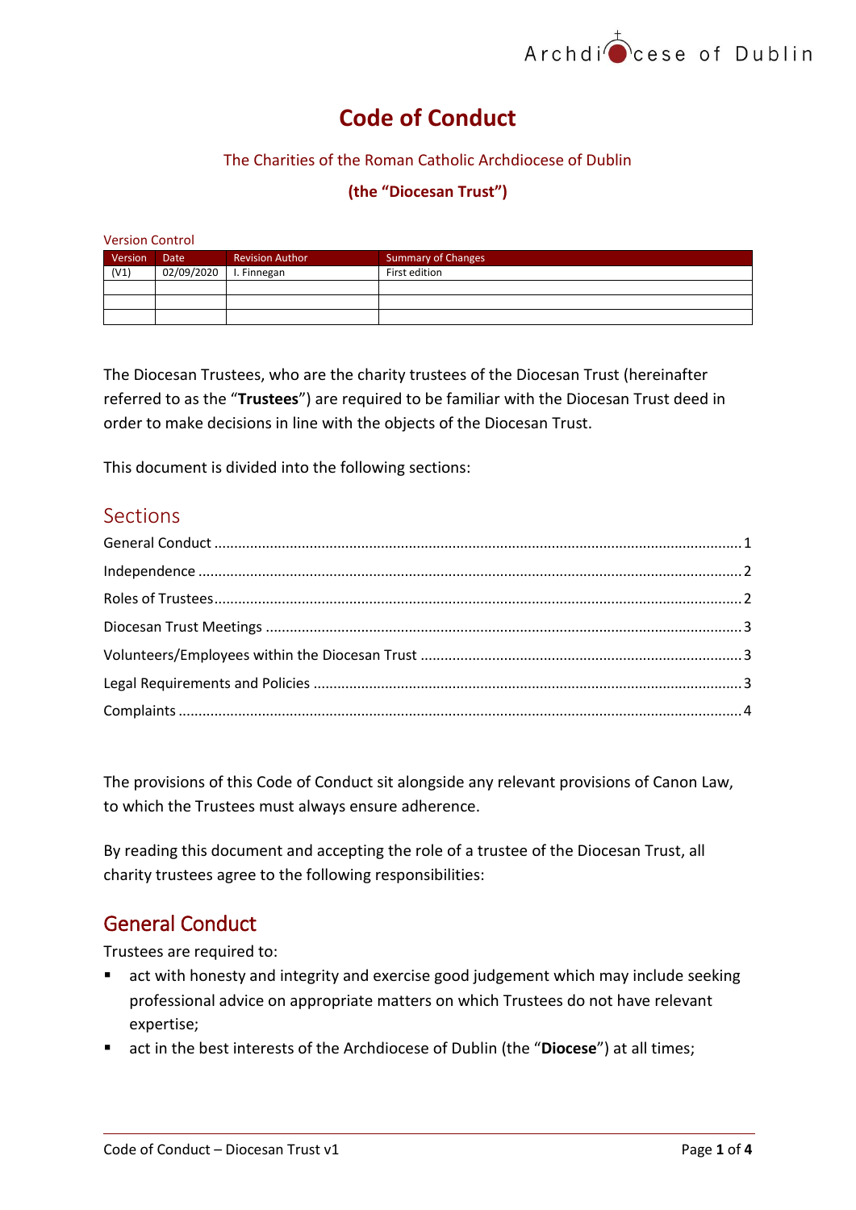# Code of Conduct

The Charities of the Roman Catholic Archdiocese of Dublin

**(the "Diocesan Trust")**

Version Control

| Version | Date | Revision Author | Summary of Changes |
|---|---|---|---|
| (V1) | 02/09/2020 | I. Finnegan | First edition |
| | | | |
| | | | |
| | | | |

The Diocesan Trustees, who are the charity trustees of the Diocesan Trust (hereinafter referred to as the "**Trustees**") are required to be familiar with the Diocesan Trust deed in order to make decisions in line with the objects of the Diocesan Trust.

This document is divided into the following sections:

## Sections

General Conduct ..... 1
Independence ..... 2
Roles of Trustees ..... 2
Diocesan Trust Meetings ..... 3
Volunteers/Employees within the Diocesan Trust ..... 3
Legal Requirements and Policies ..... 3
Complaints ..... 4

The provisions of this Code of Conduct sit alongside any relevant provisions of Canon Law, to which the Trustees must always ensure adherence.

By reading this document and accepting the role of a trustee of the Diocesan Trust, all charity trustees agree to the following responsibilities:

## General Conduct

Trustees are required to:

- act with honesty and integrity and exercise good judgement which may include seeking professional advice on appropriate matters on which Trustees do not have relevant expertise;
- act in the best interests of the Archdiocese of Dublin (the "**Diocese**") at all times;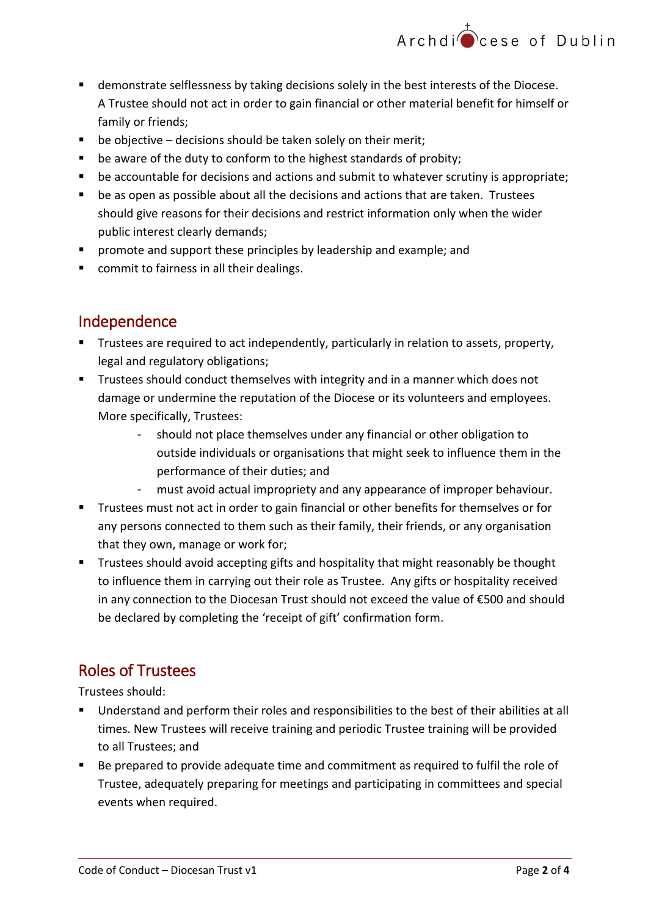- demonstrate selflessness by taking decisions solely in the best interests of the Diocese. A Trustee should not act in order to gain financial or other material benefit for himself or family or friends;
- be objective – decisions should be taken solely on their merit;
- be aware of the duty to conform to the highest standards of probity;
- be accountable for decisions and actions and submit to whatever scrutiny is appropriate;
- be as open as possible about all the decisions and actions that are taken. Trustees should give reasons for their decisions and restrict information only when the wider public interest clearly demands;
- promote and support these principles by leadership and example; and
- commit to fairness in all their dealings.

## Independence

- Trustees are required to act independently, particularly in relation to assets, property, legal and regulatory obligations;
- Trustees should conduct themselves with integrity and in a manner which does not damage or undermine the reputation of the Diocese or its volunteers and employees. More specifically, Trustees:
  - should not place themselves under any financial or other obligation to outside individuals or organisations that might seek to influence them in the performance of their duties; and
  - must avoid actual impropriety and any appearance of improper behaviour.
- Trustees must not act in order to gain financial or other benefits for themselves or for any persons connected to them such as their family, their friends, or any organisation that they own, manage or work for;
- Trustees should avoid accepting gifts and hospitality that might reasonably be thought to influence them in carrying out their role as Trustee. Any gifts or hospitality received in any connection to the Diocesan Trust should not exceed the value of €500 and should be declared by completing the 'receipt of gift' confirmation form.

## Roles of Trustees

Trustees should:

- Understand and perform their roles and responsibilities to the best of their abilities at all times. New Trustees will receive training and periodic Trustee training will be provided to all Trustees; and
- Be prepared to provide adequate time and commitment as required to fulfil the role of Trustee, adequately preparing for meetings and participating in committees and special events when required.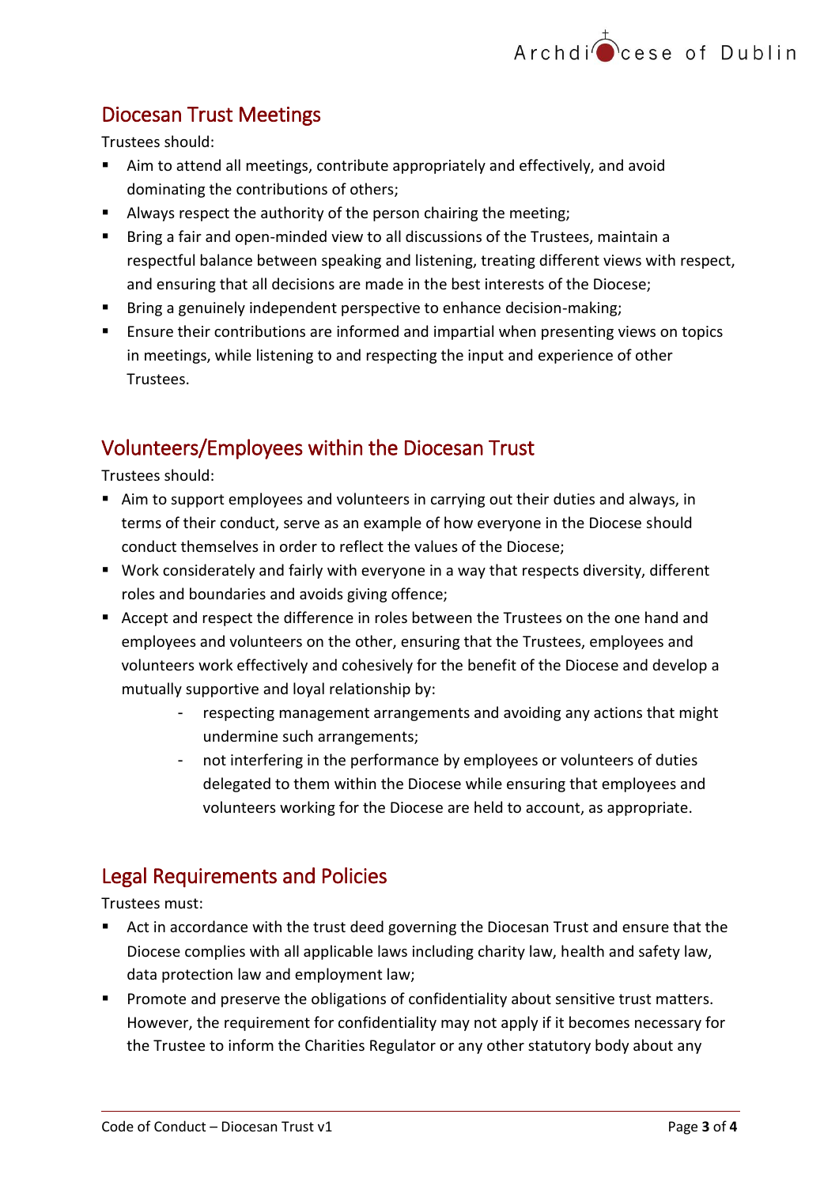## Diocesan Trust Meetings

Trustees should:

- Aim to attend all meetings, contribute appropriately and effectively, and avoid dominating the contributions of others;
- Always respect the authority of the person chairing the meeting;
- Bring a fair and open-minded view to all discussions of the Trustees, maintain a respectful balance between speaking and listening, treating different views with respect, and ensuring that all decisions are made in the best interests of the Diocese;
- Bring a genuinely independent perspective to enhance decision-making;
- Ensure their contributions are informed and impartial when presenting views on topics in meetings, while listening to and respecting the input and experience of other Trustees.

## Volunteers/Employees within the Diocesan Trust

Trustees should:

- Aim to support employees and volunteers in carrying out their duties and always, in terms of their conduct, serve as an example of how everyone in the Diocese should conduct themselves in order to reflect the values of the Diocese;
- Work considerately and fairly with everyone in a way that respects diversity, different roles and boundaries and avoids giving offence;
- Accept and respect the difference in roles between the Trustees on the one hand and employees and volunteers on the other, ensuring that the Trustees, employees and volunteers work effectively and cohesively for the benefit of the Diocese and develop a mutually supportive and loyal relationship by:
    - respecting management arrangements and avoiding any actions that might undermine such arrangements;
    - not interfering in the performance by employees or volunteers of duties delegated to them within the Diocese while ensuring that employees and volunteers working for the Diocese are held to account, as appropriate.

## Legal Requirements and Policies

Trustees must:

- Act in accordance with the trust deed governing the Diocesan Trust and ensure that the Diocese complies with all applicable laws including charity law, health and safety law, data protection law and employment law;
- Promote and preserve the obligations of confidentiality about sensitive trust matters. However, the requirement for confidentiality may not apply if it becomes necessary for the Trustee to inform the Charities Regulator or any other statutory body about any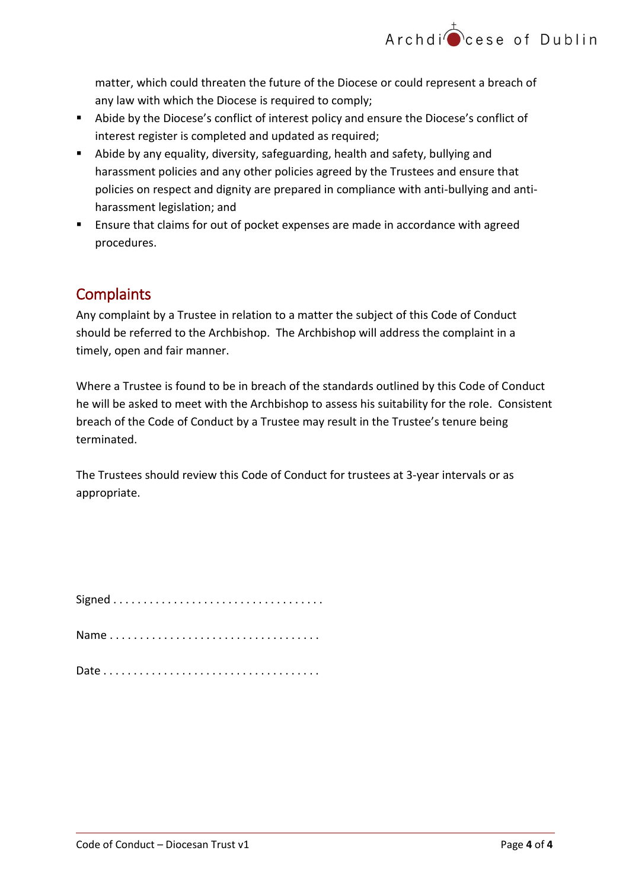matter, which could threaten the future of the Diocese or could represent a breach of any law with which the Diocese is required to comply;

- Abide by the Diocese's conflict of interest policy and ensure the Diocese's conflict of interest register is completed and updated as required;
- Abide by any equality, diversity, safeguarding, health and safety, bullying and harassment policies and any other policies agreed by the Trustees and ensure that policies on respect and dignity are prepared in compliance with anti-bullying and anti-harassment legislation; and
- Ensure that claims for out of pocket expenses are made in accordance with agreed procedures.

## Complaints

Any complaint by a Trustee in relation to a matter the subject of this Code of Conduct should be referred to the Archbishop. The Archbishop will address the complaint in a timely, open and fair manner.

Where a Trustee is found to be in breach of the standards outlined by this Code of Conduct he will be asked to meet with the Archbishop to assess his suitability for the role. Consistent breach of the Code of Conduct by a Trustee may result in the Trustee's tenure being terminated.

The Trustees should review this Code of Conduct for trustees at 3-year intervals or as appropriate.

Signed . . . . . . . . . . . . . . . . . . . . . . . . . . . . . . . . . .

Name . . . . . . . . . . . . . . . . . . . . . . . . . . . . . . . . . .

Date . . . . . . . . . . . . . . . . . . . . . . . . . . . . . . . . . . .